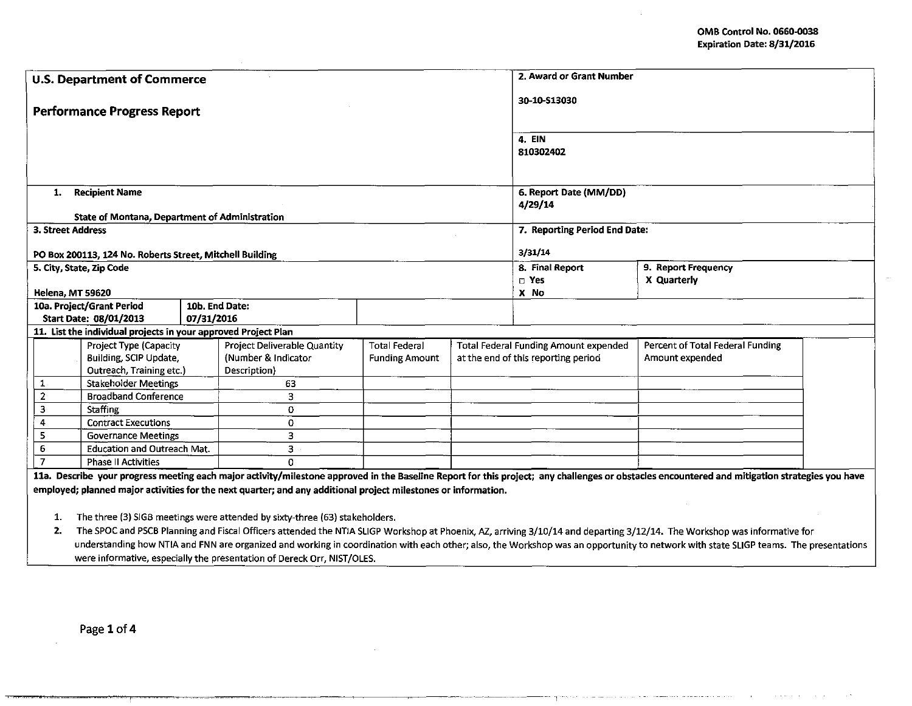OMB Control No. 0660-0038
Expiration Date: 8/31/2016

| U.S. Department of Commerce<br><br>Performance Progress Report | 2. Award or Grant Number<br><br>30-10-S13030 | |
|---|---|---|
| | 4. EIN<br>810302402 | |
| 1. Recipient Name<br><br>State of Montana, Department of Administration | 6. Report Date (MM/DD)<br>4/29/14 | |
| 3. Street Address<br><br>PO Box 200113, 124 No. Roberts Street, Mitchell Building | 7. Reporting Period End Date:<br><br>3/31/14 | |
| 5. City, State, Zip Code<br><br>Helena, MT 59620 | 8. Final Report<br>□ Yes<br>X No | 9. Report Frequency<br>X Quarterly |
| 10a. Project/Grant Period Start Date: 08/01/2013 — 10b. End Date: 07/31/2016 | | |

**11. List the individual projects in your approved Project Plan**

| | Project Type (Capacity Building, SCIP Update, Outreach, Training etc.) | Project Deliverable Quantity (Number & Indicator Description) | Total Federal Funding Amount | Total Federal Funding Amount expended at the end of this reporting period | Percent of Total Federal Funding Amount expended |
|---|---|---|---|---|---|
| 1 | Stakeholder Meetings | 63 | | | |
| 2 | Broadband Conference | 3 | | | |
| 3 | Staffing | 0 | | | |
| 4 | Contract Executions | 0 | | | |
| 5 | Governance Meetings | 3 | | | |
| 6 | Education and Outreach Mat. | 3 | | | |
| 7 | Phase II Activities | 0 | | | |

**11a. Describe your progress meeting each major activity/milestone approved in the Baseline Report for this project; any challenges or obstacles encountered and mitigation strategies you have employed; planned major activities for the next quarter; and any additional project milestones or information.**

1. The three (3) SIGB meetings were attended by sixty-three (63) stakeholders.
2. The SPOC and PSCB Planning and Fiscal Officers attended the NTIA SLIGP Workshop at Phoenix, AZ, arriving 3/10/14 and departing 3/12/14. The Workshop was informative for understanding how NTIA and FNN are organized and working in coordination with each other; also, the Workshop was an opportunity to network with state SLIGP teams. The presentations were informative, especially the presentation of Dereck Orr, NIST/OLES.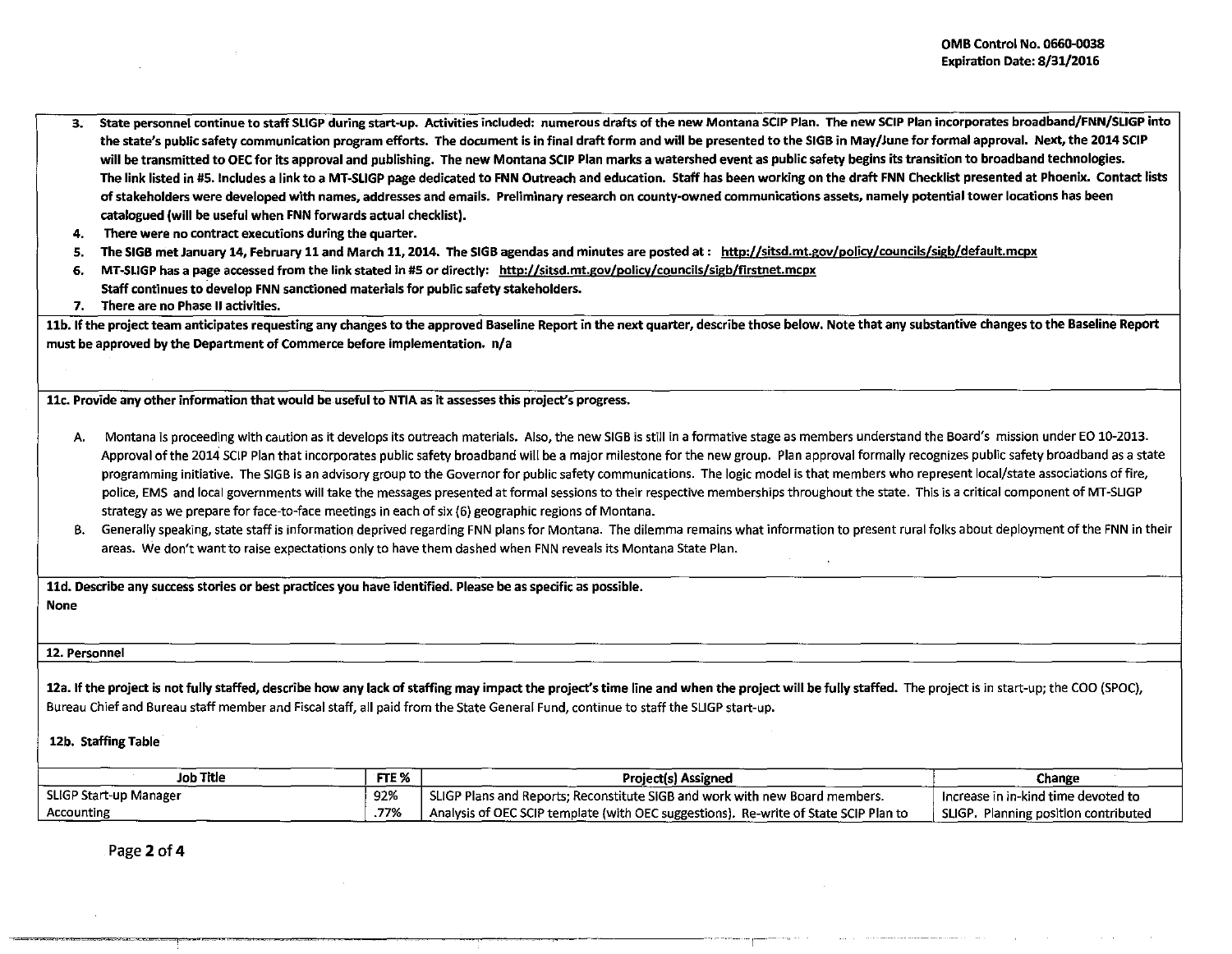OMB Control No. 0660-0038
Expiration Date: 8/31/2016

3. **State personnel continue to staff SLIGP during start-up. Activities included: numerous drafts of the new Montana SCIP Plan. The new SCIP Plan incorporates broadband/FNN/SLIGP into the state's public safety communication program efforts. The document is in final draft form and will be presented to the SIGB in May/June for formal approval. Next, the 2014 SCIP will be transmitted to OEC for its approval and publishing. The new Montana SCIP Plan marks a watershed event as public safety begins its transition to broadband technologies. The link listed in #5. Includes a link to a MT-SLIGP page dedicated to FNN Outreach and education. Staff has been working on the draft FNN Checklist presented at Phoenix. Contact lists of stakeholders were developed with names, addresses and emails. Preliminary research on county-owned communications assets, namely potential tower locations has been catalogued (will be useful when FNN forwards actual checklist).**
4. **There were no contract executions during the quarter.**
5. **The SIGB met January 14, February 11 and March 11, 2014. The SIGB agendas and minutes are posted at : http://sitsd.mt.gov/policy/councils/sigb/default.mcpx**
6. **MT-SLIGP has a page accessed from the link stated in #5 or directly: http://sitsd.mt.gov/policy/councils/sigb/firstnet.mcpx Staff continues to develop FNN sanctioned materials for public safety stakeholders.**
7. **There are no Phase II activities.**

**11b. If the project team anticipates requesting any changes to the approved Baseline Report in the next quarter, describe those below. Note that any substantive changes to the Baseline Report must be approved by the Department of Commerce before implementation.** n/a

**11c. Provide any other information that would be useful to NTIA as it assesses this project's progress.**

A. Montana is proceeding with caution as it develops its outreach materials. Also, the new SIGB is still in a formative stage as members understand the Board's mission under EO 10-2013. Approval of the 2014 SCIP Plan that incorporates public safety broadband will be a major milestone for the new group. Plan approval formally recognizes public safety broadband as a state programming initiative. The SIGB is an advisory group to the Governor for public safety communications. The logic model is that members who represent local/state associations of fire, police, EMS and local governments will take the messages presented at formal sessions to their respective memberships throughout the state. This is a critical component of MT-SLIGP strategy as we prepare for face-to-face meetings in each of six (6) geographic regions of Montana.

B. Generally speaking, state staff is information deprived regarding FNN plans for Montana. The dilemma remains what information to present rural folks about deployment of the FNN in their areas. We don't want to raise expectations only to have them dashed when FNN reveals its Montana State Plan.

**11d. Describe any success stories or best practices you have identified. Please be as specific as possible.**
**None**

**12. Personnel**

**12a. If the project is not fully staffed, describe how any lack of staffing may impact the project's time line and when the project will be fully staffed.** The project is in start-up; the COO (SPOC), Bureau Chief and Bureau staff member and Fiscal staff, all paid from the State General Fund, continue to staff the SLIGP start-up.

**12b. Staffing Table**

| Job Title | FTE % | Project(s) Assigned | Change |
|---|---|---|---|
| SLIGP Start-up Manager | 92% | SLIGP Plans and Reports; Reconstitute SIGB and work with new Board members. | Increase in in-kind time devoted to |
| Accounting | .77% | Analysis of OEC SCIP template (with OEC suggestions). Re-write of State SCIP Plan to | SLIGP. Planning position contributed |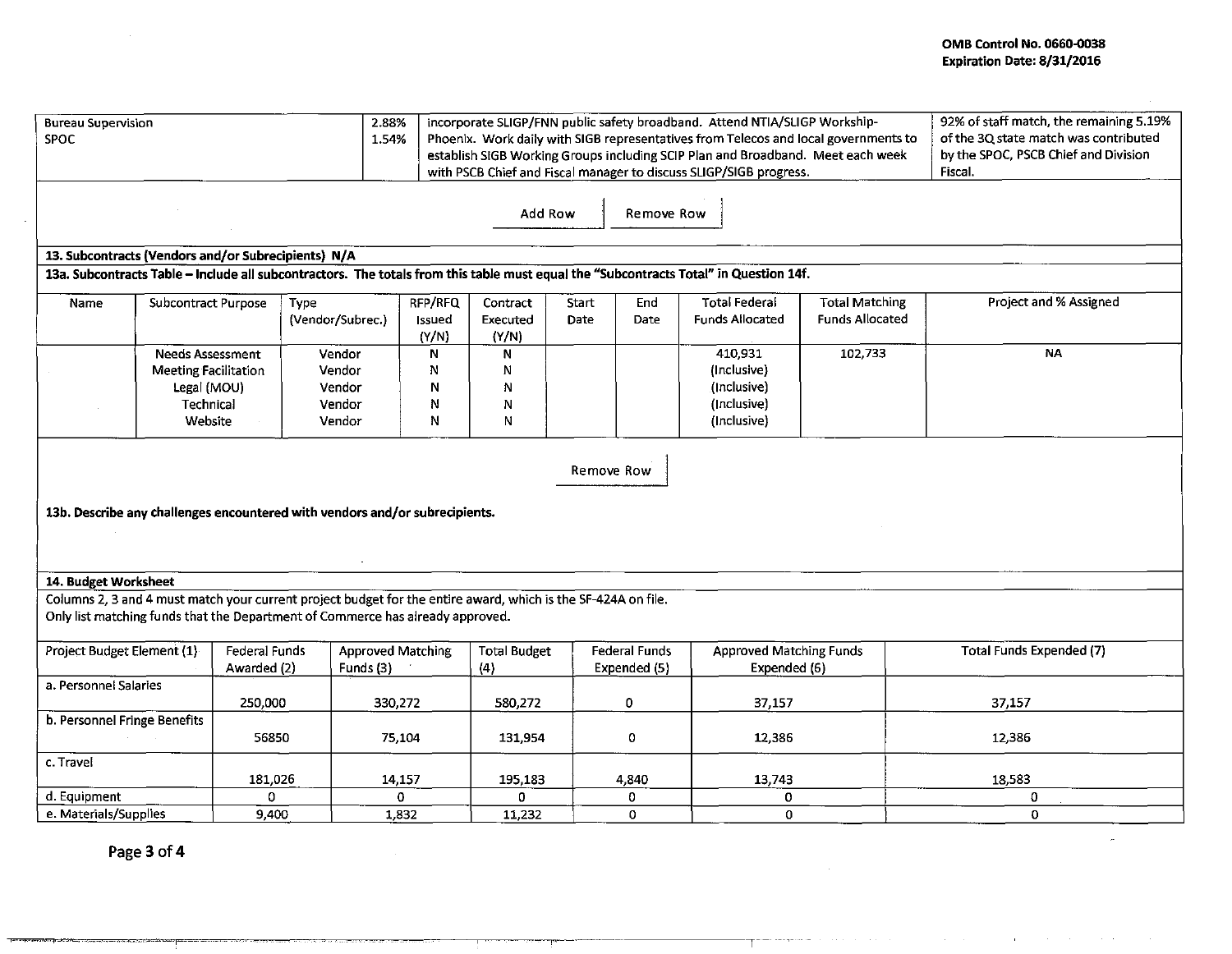| Bureau Supervision<br>SPOC | 2.88%<br>1.54% | incorporate SLIGP/FNN public safety broadband. Attend NTIA/SLIGP Workship-Phoenix. Work daily with SIGB representatives from Telecos and local governments to establish SIGB Working Groups including SCIP Plan and Broadband. Meet each week with PSCB Chief and Fiscal manager to discuss SLIGP/SIGB progress. | 92% of staff match, the remaining 5.19% of the 3Q state match was contributed by the SPOC, PSCB Chief and Division Fiscal. |
|---|---|---|---|

Add Row | Remove Row

**13. Subcontracts (Vendors and/or Subrecipients) N/A**

**13a. Subcontracts Table – Include all subcontractors. The totals from this table must equal the "Subcontracts Total" in Question 14f.**

| Name | Subcontract Purpose | Type (Vendor/Subrec.) | RFP/RFQ Issued (Y/N) | Contract Executed (Y/N) | Start Date | End Date | Total Federal Funds Allocated | Total Matching Funds Allocated | Project and % Assigned |
|---|---|---|---|---|---|---|---|---|---|
| | Needs Assessment<br>Meeting Facilitation<br>Legal (MOU)<br>Technical<br>Website | Vendor<br>Vendor<br>Vendor<br>Vendor<br>Vendor | N<br>N<br>N<br>N<br>N | N<br>N<br>N<br>N<br>N | | | 410,931<br>(Inclusive)<br>(Inclusive)<br>(Inclusive)<br>(Inclusive) | 102,733 | NA |

Remove Row

**13b. Describe any challenges encountered with vendors and/or subrecipients.**

**14. Budget Worksheet**

Columns 2, 3 and 4 must match your current project budget for the entire award, which is the SF-424A on file.
Only list matching funds that the Department of Commerce has already approved.

| Project Budget Element (1) | Federal Funds Awarded (2) | Approved Matching Funds (3) | Total Budget (4) | Federal Funds Expended (5) | Approved Matching Funds Expended (6) | Total Funds Expended (7) |
|---|---|---|---|---|---|---|
| a. Personnel Salaries | 250,000 | 330,272 | 580,272 | 0 | 37,157 | 37,157 |
| b. Personnel Fringe Benefits | 56850 | 75,104 | 131,954 | 0 | 12,386 | 12,386 |
| c. Travel | 181,026 | 14,157 | 195,183 | 4,840 | 13,743 | 18,583 |
| d. Equipment | 0 | 0 | 0 | 0 | 0 | 0 |
| e. Materials/Supplies | 9,400 | 1,832 | 11,232 | 0 | 0 | 0 |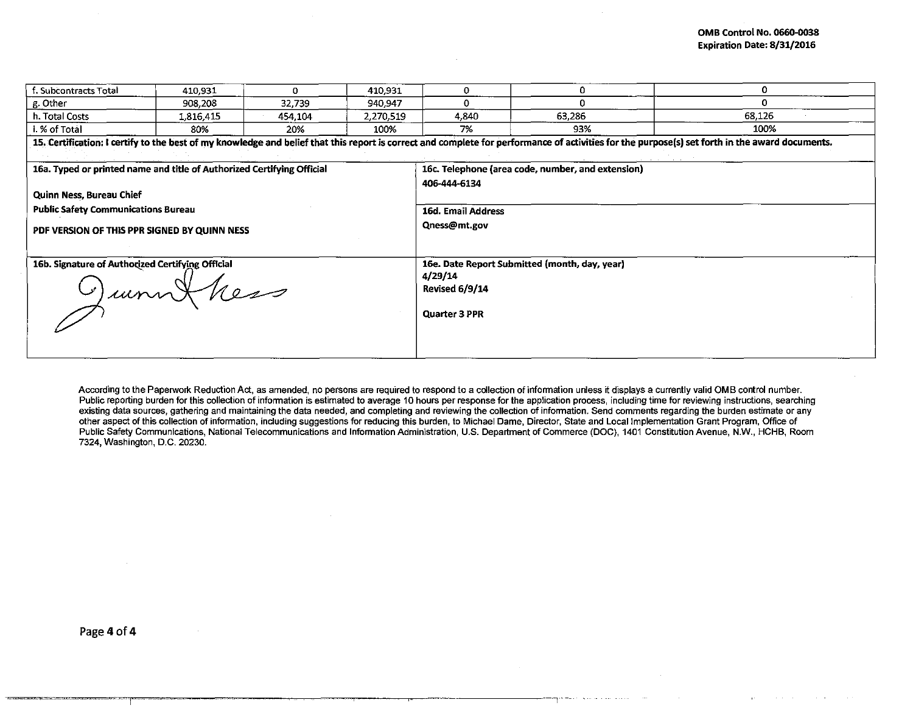OMB Control No. 0660-0038
Expiration Date: 8/31/2016

| | | | | | | |
|---|---|---|---|---|---|---|
| f. Subcontracts Total | 410,931 | 0 | 410,931 | 0 | 0 | 0 |
| g. Other | 908,208 | 32,739 | 940,947 | 0 | 0 | 0 |
| h. Total Costs | 1,816,415 | 454,104 | 2,270,519 | 4,840 | 63,286 | 68,126 |
| i. % of Total | 80% | 20% | 100% | 7% | 93% | 100% |

**15. Certification: I certify to the best of my knowledge and belief that this report is correct and complete for performance of activities for the purpose(s) set forth in the award documents.**

| | |
|---|---|
| **16a. Typed or printed name and title of Authorized Certifying Official**<br><br>**Quinn Ness, Bureau Chief**<br>**Public Safety Communications Bureau**<br><br>**PDF VERSION OF THIS PPR SIGNED BY QUINN NESS** | **16c. Telephone (area code, number, and extension)**<br>**406-444-6134**<br><br>**16d. Email Address**<br>**Qness@mt.gov** |
| **16b. Signature of Authorized Certifying Official**<br><br>Quinn Ness | **16e. Date Report Submitted (month, day, year)**<br>**4/29/14**<br>**Revised 6/9/14**<br><br>**Quarter 3 PPR** |

According to the Paperwork Reduction Act, as amended, no persons are required to respond to a collection of information unless it displays a currently valid OMB control number. Public reporting burden for this collection of information is estimated to average 10 hours per response for the application process, including time for reviewing instructions, searching existing data sources, gathering and maintaining the data needed, and completing and reviewing the collection of information. Send comments regarding the burden estimate or any other aspect of this collection of information, including suggestions for reducing this burden, to Michael Dame, Director, State and Local Implementation Grant Program, Office of Public Safety Communications, National Telecommunications and Information Administration, U.S. Department of Commerce (DOC), 1401 Constitution Avenue, N.W., HCHB, Room 7324, Washington, D.C. 20230.